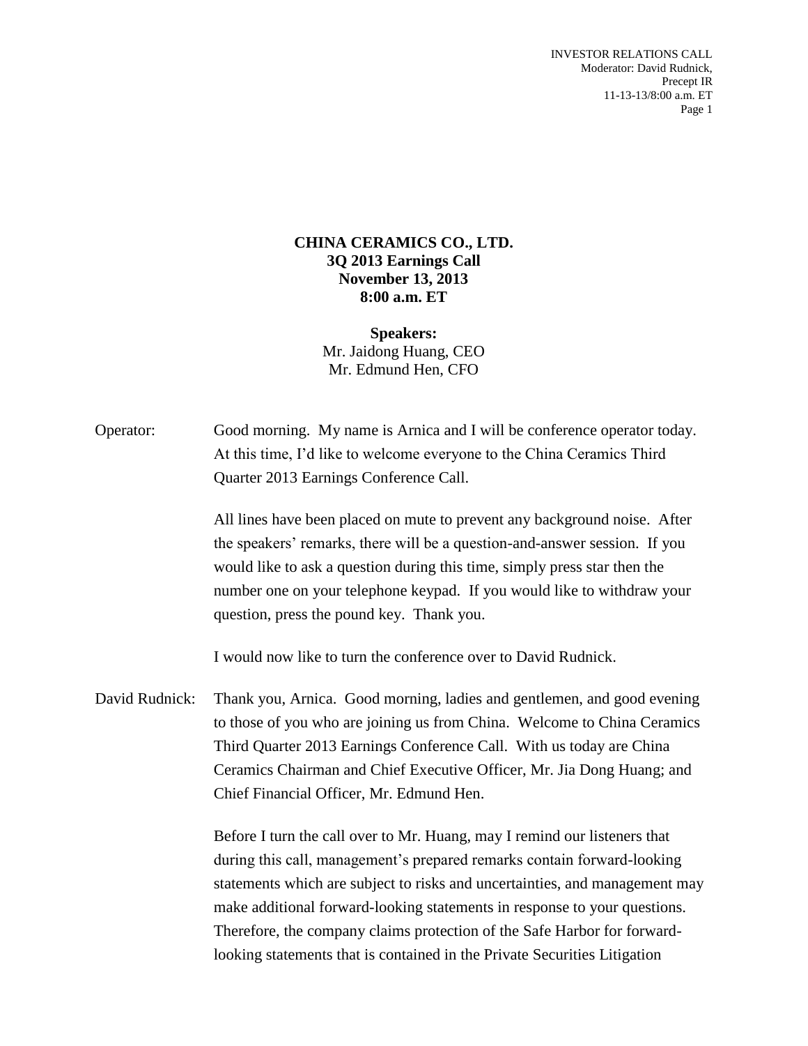# CHINA CERAMICS CO., LTD.
## 3Q 2013 Earnings Call
## November 13, 2013
## 8:00 a.m. ET

**Speakers:**
Mr. Jaidong Huang, CEO
Mr. Edmund Hen, CFO

Operator: Good morning. My name is Arnica and I will be conference operator today. At this time, I'd like to welcome everyone to the China Ceramics Third Quarter 2013 Earnings Conference Call.

All lines have been placed on mute to prevent any background noise. After the speakers' remarks, there will be a question-and-answer session. If you would like to ask a question during this time, simply press star then the number one on your telephone keypad. If you would like to withdraw your question, press the pound key. Thank you.

I would now like to turn the conference over to David Rudnick.

David Rudnick: Thank you, Arnica. Good morning, ladies and gentlemen, and good evening to those of you who are joining us from China. Welcome to China Ceramics Third Quarter 2013 Earnings Conference Call. With us today are China Ceramics Chairman and Chief Executive Officer, Mr. Jia Dong Huang; and Chief Financial Officer, Mr. Edmund Hen.

Before I turn the call over to Mr. Huang, may I remind our listeners that during this call, management's prepared remarks contain forward-looking statements which are subject to risks and uncertainties, and management may make additional forward-looking statements in response to your questions. Therefore, the company claims protection of the Safe Harbor for forward-looking statements that is contained in the Private Securities Litigation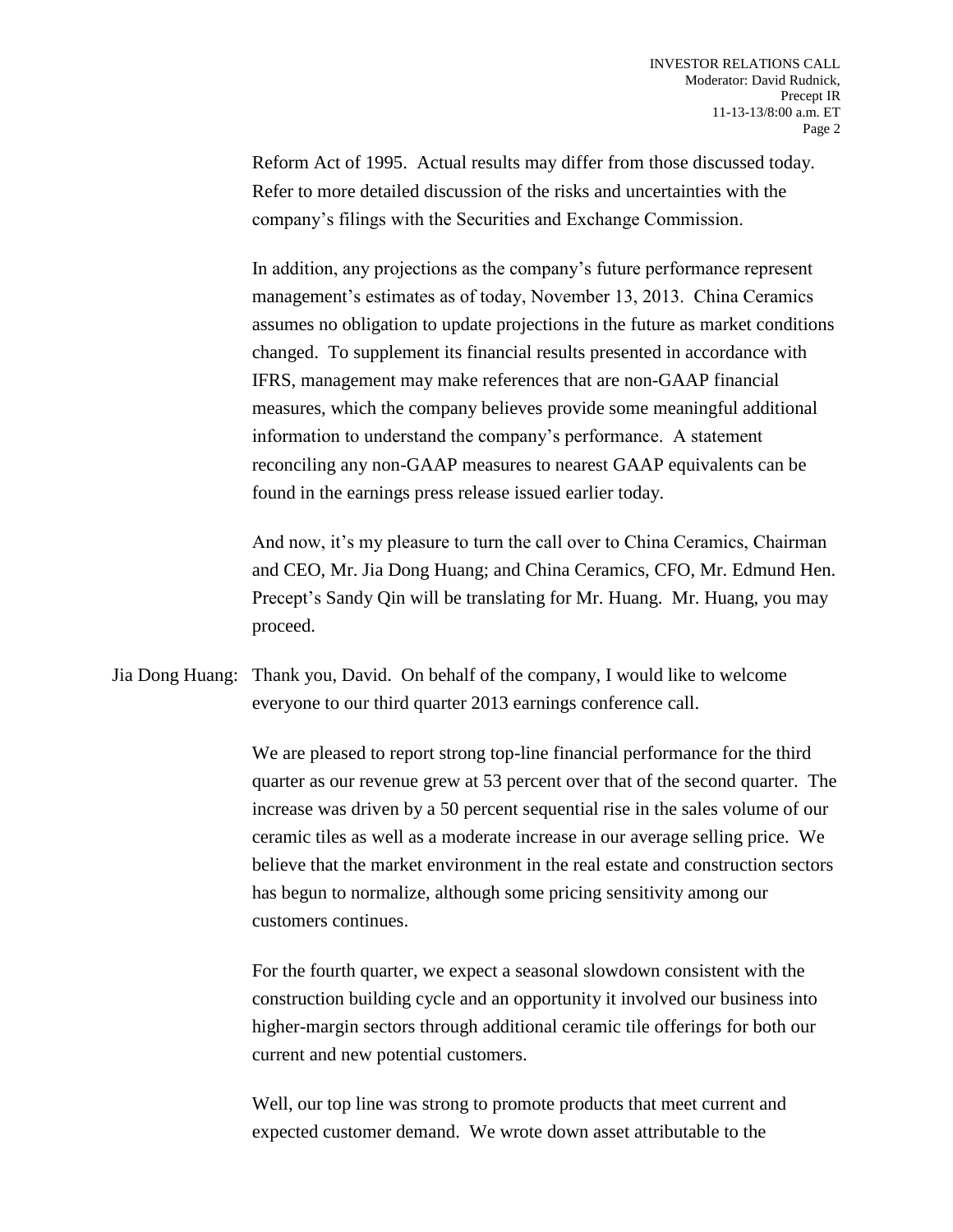Reform Act of 1995. Actual results may differ from those discussed today. Refer to more detailed discussion of the risks and uncertainties with the company's filings with the Securities and Exchange Commission.

In addition, any projections as the company's future performance represent management's estimates as of today, November 13, 2013. China Ceramics assumes no obligation to update projections in the future as market conditions changed. To supplement its financial results presented in accordance with IFRS, management may make references that are non-GAAP financial measures, which the company believes provide some meaningful additional information to understand the company's performance. A statement reconciling any non-GAAP measures to nearest GAAP equivalents can be found in the earnings press release issued earlier today.

And now, it's my pleasure to turn the call over to China Ceramics, Chairman and CEO, Mr. Jia Dong Huang; and China Ceramics, CFO, Mr. Edmund Hen. Precept's Sandy Qin will be translating for Mr. Huang. Mr. Huang, you may proceed.

Jia Dong Huang: Thank you, David. On behalf of the company, I would like to welcome everyone to our third quarter 2013 earnings conference call.

We are pleased to report strong top-line financial performance for the third quarter as our revenue grew at 53 percent over that of the second quarter. The increase was driven by a 50 percent sequential rise in the sales volume of our ceramic tiles as well as a moderate increase in our average selling price. We believe that the market environment in the real estate and construction sectors has begun to normalize, although some pricing sensitivity among our customers continues.

For the fourth quarter, we expect a seasonal slowdown consistent with the construction building cycle and an opportunity it involved our business into higher-margin sectors through additional ceramic tile offerings for both our current and new potential customers.

Well, our top line was strong to promote products that meet current and expected customer demand. We wrote down asset attributable to the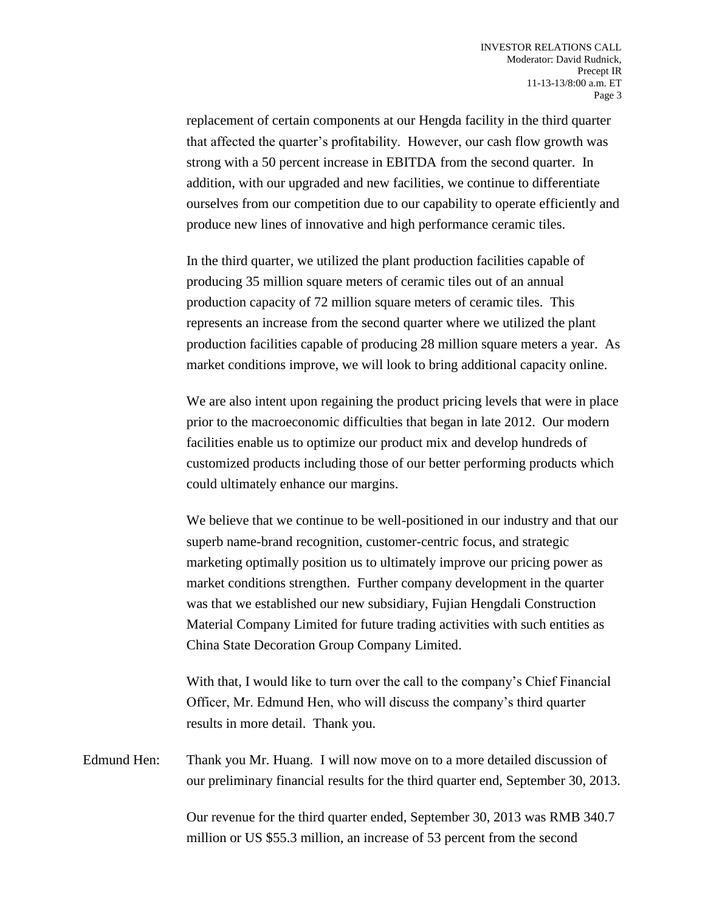replacement of certain components at our Hengda facility in the third quarter that affected the quarter's profitability. However, our cash flow growth was strong with a 50 percent increase in EBITDA from the second quarter. In addition, with our upgraded and new facilities, we continue to differentiate ourselves from our competition due to our capability to operate efficiently and produce new lines of innovative and high performance ceramic tiles.

In the third quarter, we utilized the plant production facilities capable of producing 35 million square meters of ceramic tiles out of an annual production capacity of 72 million square meters of ceramic tiles. This represents an increase from the second quarter where we utilized the plant production facilities capable of producing 28 million square meters a year. As market conditions improve, we will look to bring additional capacity online.

We are also intent upon regaining the product pricing levels that were in place prior to the macroeconomic difficulties that began in late 2012. Our modern facilities enable us to optimize our product mix and develop hundreds of customized products including those of our better performing products which could ultimately enhance our margins.

We believe that we continue to be well-positioned in our industry and that our superb name-brand recognition, customer-centric focus, and strategic marketing optimally position us to ultimately improve our pricing power as market conditions strengthen. Further company development in the quarter was that we established our new subsidiary, Fujian Hengdali Construction Material Company Limited for future trading activities with such entities as China State Decoration Group Company Limited.

With that, I would like to turn over the call to the company's Chief Financial Officer, Mr. Edmund Hen, who will discuss the company's third quarter results in more detail. Thank you.

Edmund Hen: Thank you Mr. Huang. I will now move on to a more detailed discussion of our preliminary financial results for the third quarter end, September 30, 2013.

Our revenue for the third quarter ended, September 30, 2013 was RMB 340.7 million or US $55.3 million, an increase of 53 percent from the second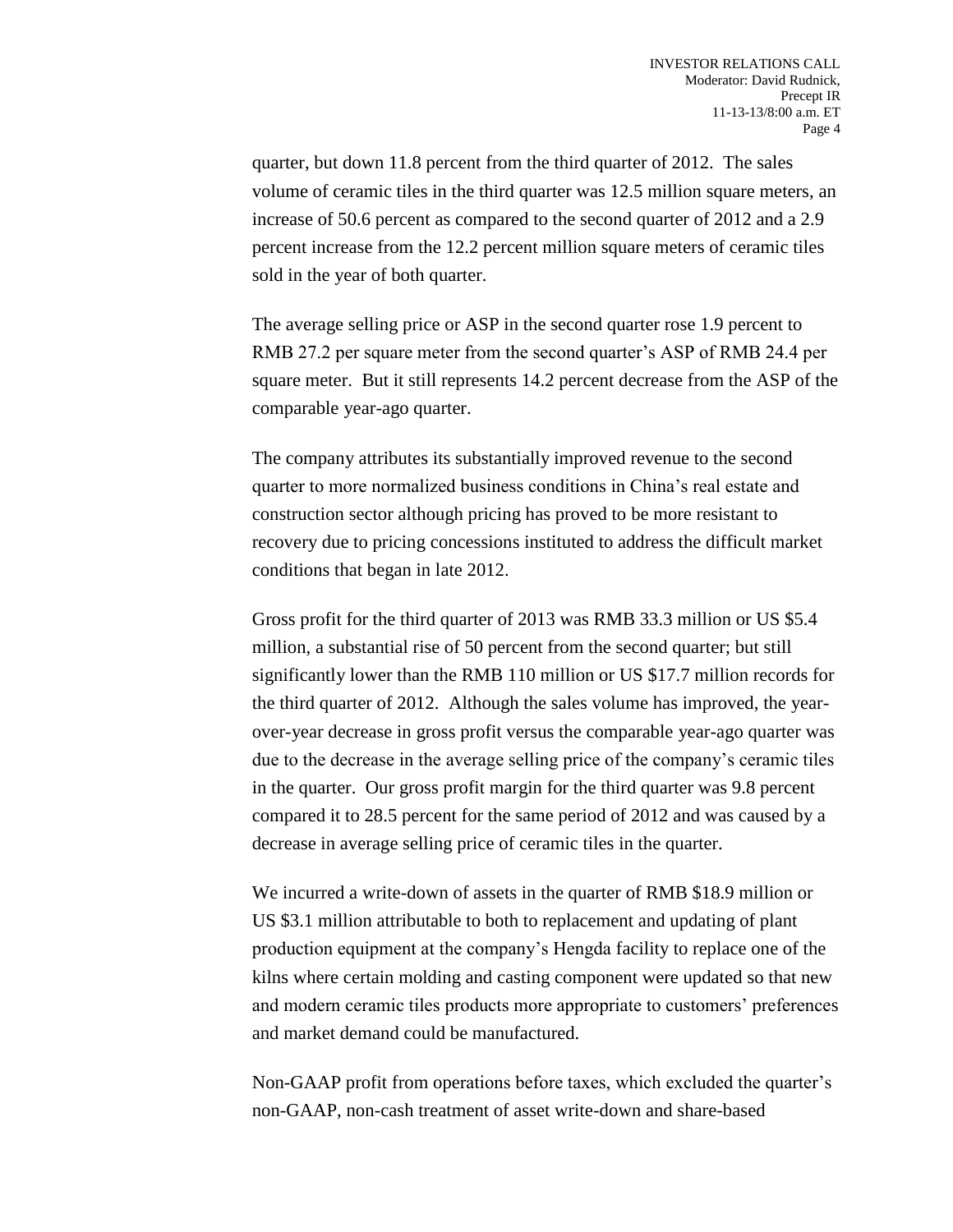quarter, but down 11.8 percent from the third quarter of 2012. The sales volume of ceramic tiles in the third quarter was 12.5 million square meters, an increase of 50.6 percent as compared to the second quarter of 2012 and a 2.9 percent increase from the 12.2 percent million square meters of ceramic tiles sold in the year of both quarter.

The average selling price or ASP in the second quarter rose 1.9 percent to RMB 27.2 per square meter from the second quarter's ASP of RMB 24.4 per square meter. But it still represents 14.2 percent decrease from the ASP of the comparable year-ago quarter.

The company attributes its substantially improved revenue to the second quarter to more normalized business conditions in China's real estate and construction sector although pricing has proved to be more resistant to recovery due to pricing concessions instituted to address the difficult market conditions that began in late 2012.

Gross profit for the third quarter of 2013 was RMB 33.3 million or US $5.4 million, a substantial rise of 50 percent from the second quarter; but still significantly lower than the RMB 110 million or US $17.7 million records for the third quarter of 2012. Although the sales volume has improved, the year-over-year decrease in gross profit versus the comparable year-ago quarter was due to the decrease in the average selling price of the company's ceramic tiles in the quarter. Our gross profit margin for the third quarter was 9.8 percent compared it to 28.5 percent for the same period of 2012 and was caused by a decrease in average selling price of ceramic tiles in the quarter.

We incurred a write-down of assets in the quarter of RMB $18.9 million or US $3.1 million attributable to both to replacement and updating of plant production equipment at the company's Hengda facility to replace one of the kilns where certain molding and casting component were updated so that new and modern ceramic tiles products more appropriate to customers' preferences and market demand could be manufactured.

Non-GAAP profit from operations before taxes, which excluded the quarter's non-GAAP, non-cash treatment of asset write-down and share-based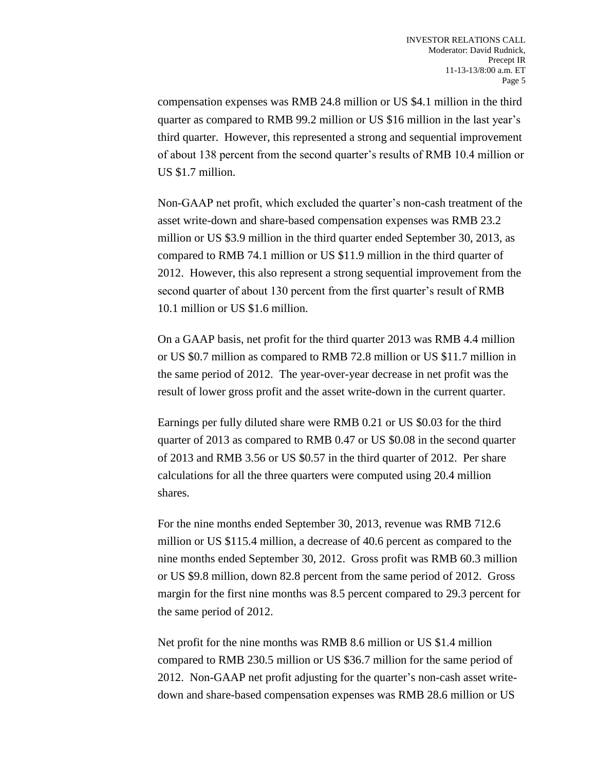compensation expenses was RMB 24.8 million or US $4.1 million in the third quarter as compared to RMB 99.2 million or US $16 million in the last year's third quarter. However, this represented a strong and sequential improvement of about 138 percent from the second quarter's results of RMB 10.4 million or US $1.7 million.

Non-GAAP net profit, which excluded the quarter's non-cash treatment of the asset write-down and share-based compensation expenses was RMB 23.2 million or US $3.9 million in the third quarter ended September 30, 2013, as compared to RMB 74.1 million or US $11.9 million in the third quarter of 2012. However, this also represent a strong sequential improvement from the second quarter of about 130 percent from the first quarter's result of RMB 10.1 million or US $1.6 million.

On a GAAP basis, net profit for the third quarter 2013 was RMB 4.4 million or US $0.7 million as compared to RMB 72.8 million or US $11.7 million in the same period of 2012. The year-over-year decrease in net profit was the result of lower gross profit and the asset write-down in the current quarter.

Earnings per fully diluted share were RMB 0.21 or US $0.03 for the third quarter of 2013 as compared to RMB 0.47 or US $0.08 in the second quarter of 2013 and RMB 3.56 or US $0.57 in the third quarter of 2012. Per share calculations for all the three quarters were computed using 20.4 million shares.

For the nine months ended September 30, 2013, revenue was RMB 712.6 million or US $115.4 million, a decrease of 40.6 percent as compared to the nine months ended September 30, 2012. Gross profit was RMB 60.3 million or US $9.8 million, down 82.8 percent from the same period of 2012. Gross margin for the first nine months was 8.5 percent compared to 29.3 percent for the same period of 2012.

Net profit for the nine months was RMB 8.6 million or US $1.4 million compared to RMB 230.5 million or US $36.7 million for the same period of 2012. Non-GAAP net profit adjusting for the quarter's non-cash asset write-down and share-based compensation expenses was RMB 28.6 million or US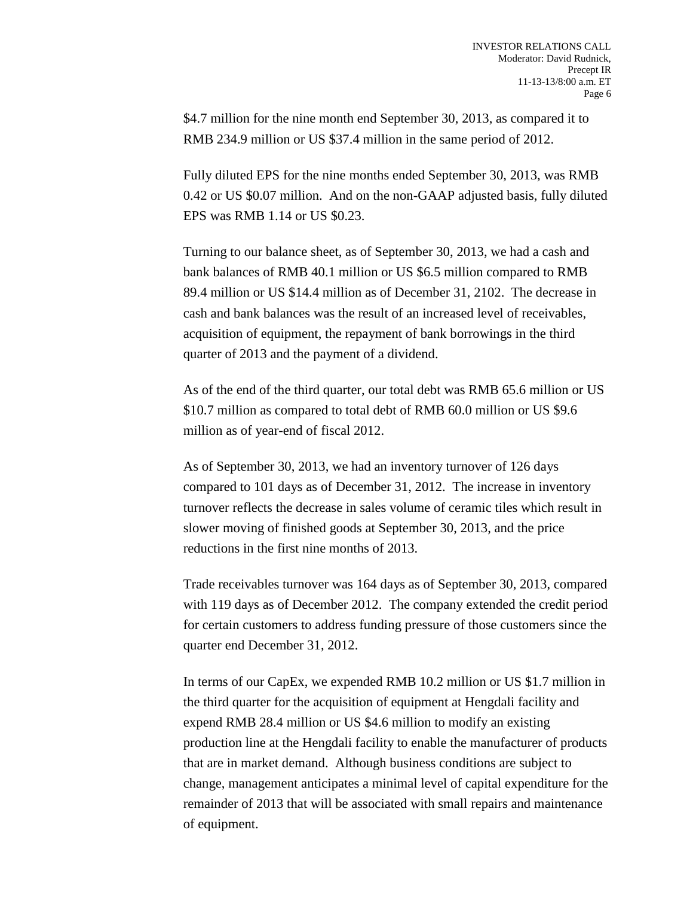$4.7 million for the nine month end September 30, 2013, as compared it to RMB 234.9 million or US $37.4 million in the same period of 2012.

Fully diluted EPS for the nine months ended September 30, 2013, was RMB 0.42 or US $0.07 million. And on the non-GAAP adjusted basis, fully diluted EPS was RMB 1.14 or US $0.23.

Turning to our balance sheet, as of September 30, 2013, we had a cash and bank balances of RMB 40.1 million or US $6.5 million compared to RMB 89.4 million or US $14.4 million as of December 31, 2102. The decrease in cash and bank balances was the result of an increased level of receivables, acquisition of equipment, the repayment of bank borrowings in the third quarter of 2013 and the payment of a dividend.

As of the end of the third quarter, our total debt was RMB 65.6 million or US $10.7 million as compared to total debt of RMB 60.0 million or US $9.6 million as of year-end of fiscal 2012.

As of September 30, 2013, we had an inventory turnover of 126 days compared to 101 days as of December 31, 2012. The increase in inventory turnover reflects the decrease in sales volume of ceramic tiles which result in slower moving of finished goods at September 30, 2013, and the price reductions in the first nine months of 2013.

Trade receivables turnover was 164 days as of September 30, 2013, compared with 119 days as of December 2012. The company extended the credit period for certain customers to address funding pressure of those customers since the quarter end December 31, 2012.

In terms of our CapEx, we expended RMB 10.2 million or US $1.7 million in the third quarter for the acquisition of equipment at Hengdali facility and expend RMB 28.4 million or US $4.6 million to modify an existing production line at the Hengdali facility to enable the manufacturer of products that are in market demand. Although business conditions are subject to change, management anticipates a minimal level of capital expenditure for the remainder of 2013 that will be associated with small repairs and maintenance of equipment.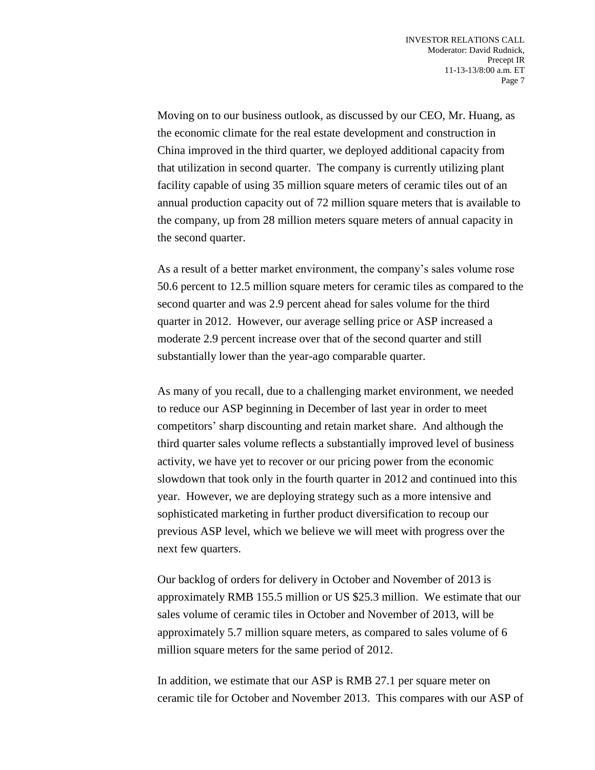Moving on to our business outlook, as discussed by our CEO, Mr. Huang, as the economic climate for the real estate development and construction in China improved in the third quarter, we deployed additional capacity from that utilization in second quarter. The company is currently utilizing plant facility capable of using 35 million square meters of ceramic tiles out of an annual production capacity out of 72 million square meters that is available to the company, up from 28 million meters square meters of annual capacity in the second quarter.

As a result of a better market environment, the company's sales volume rose 50.6 percent to 12.5 million square meters for ceramic tiles as compared to the second quarter and was 2.9 percent ahead for sales volume for the third quarter in 2012. However, our average selling price or ASP increased a moderate 2.9 percent increase over that of the second quarter and still substantially lower than the year-ago comparable quarter.

As many of you recall, due to a challenging market environment, we needed to reduce our ASP beginning in December of last year in order to meet competitors' sharp discounting and retain market share. And although the third quarter sales volume reflects a substantially improved level of business activity, we have yet to recover or our pricing power from the economic slowdown that took only in the fourth quarter in 2012 and continued into this year. However, we are deploying strategy such as a more intensive and sophisticated marketing in further product diversification to recoup our previous ASP level, which we believe we will meet with progress over the next few quarters.

Our backlog of orders for delivery in October and November of 2013 is approximately RMB 155.5 million or US $25.3 million. We estimate that our sales volume of ceramic tiles in October and November of 2013, will be approximately 5.7 million square meters, as compared to sales volume of 6 million square meters for the same period of 2012.

In addition, we estimate that our ASP is RMB 27.1 per square meter on ceramic tile for October and November 2013. This compares with our ASP of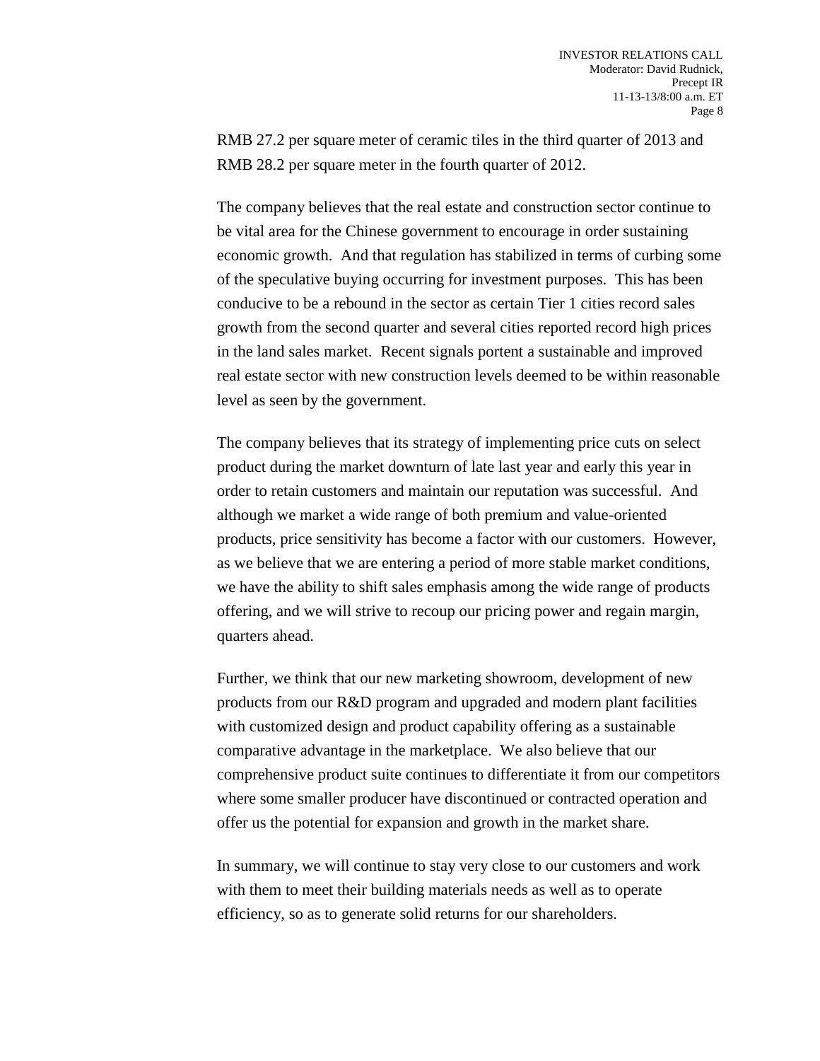RMB 27.2 per square meter of ceramic tiles in the third quarter of 2013 and RMB 28.2 per square meter in the fourth quarter of 2012.

The company believes that the real estate and construction sector continue to be vital area for the Chinese government to encourage in order sustaining economic growth. And that regulation has stabilized in terms of curbing some of the speculative buying occurring for investment purposes. This has been conducive to be a rebound in the sector as certain Tier 1 cities record sales growth from the second quarter and several cities reported record high prices in the land sales market. Recent signals portent a sustainable and improved real estate sector with new construction levels deemed to be within reasonable level as seen by the government.

The company believes that its strategy of implementing price cuts on select product during the market downturn of late last year and early this year in order to retain customers and maintain our reputation was successful. And although we market a wide range of both premium and value-oriented products, price sensitivity has become a factor with our customers. However, as we believe that we are entering a period of more stable market conditions, we have the ability to shift sales emphasis among the wide range of products offering, and we will strive to recoup our pricing power and regain margin, quarters ahead.

Further, we think that our new marketing showroom, development of new products from our R&D program and upgraded and modern plant facilities with customized design and product capability offering as a sustainable comparative advantage in the marketplace. We also believe that our comprehensive product suite continues to differentiate it from our competitors where some smaller producer have discontinued or contracted operation and offer us the potential for expansion and growth in the market share.

In summary, we will continue to stay very close to our customers and work with them to meet their building materials needs as well as to operate efficiency, so as to generate solid returns for our shareholders.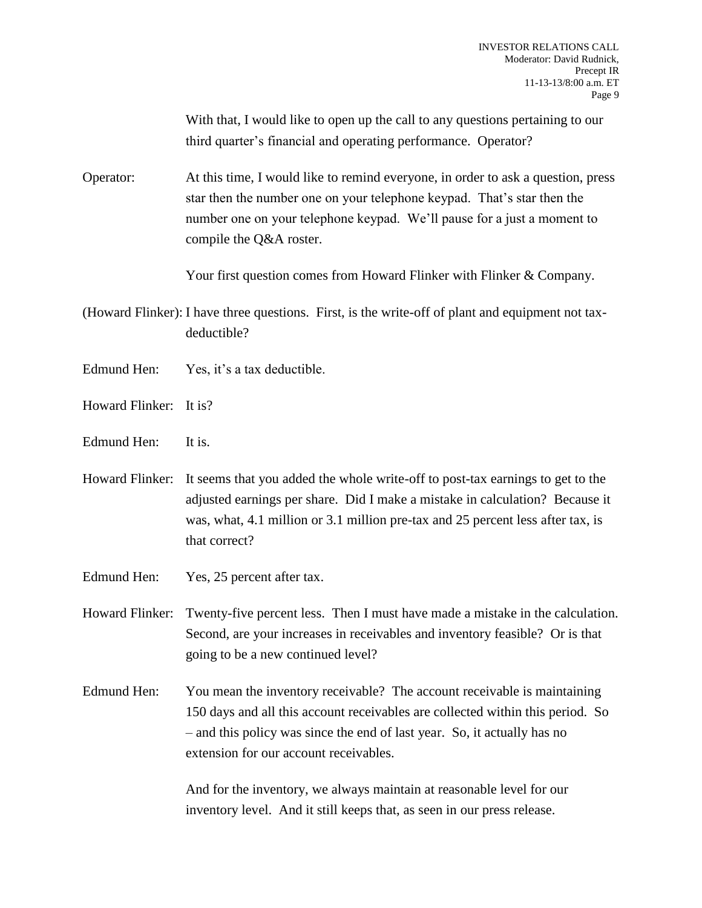With that, I would like to open up the call to any questions pertaining to our third quarter's financial and operating performance. Operator?

Operator: At this time, I would like to remind everyone, in order to ask a question, press star then the number one on your telephone keypad. That's star then the number one on your telephone keypad. We'll pause for a just a moment to compile the Q&A roster.

Your first question comes from Howard Flinker with Flinker & Company.

(Howard Flinker): I have three questions. First, is the write-off of plant and equipment not tax-deductible?

Edmund Hen: Yes, it's a tax deductible.

Howard Flinker: It is?

Edmund Hen: It is.

Howard Flinker: It seems that you added the whole write-off to post-tax earnings to get to the adjusted earnings per share. Did I make a mistake in calculation? Because it was, what, 4.1 million or 3.1 million pre-tax and 25 percent less after tax, is that correct?

Edmund Hen: Yes, 25 percent after tax.

Howard Flinker: Twenty-five percent less. Then I must have made a mistake in the calculation. Second, are your increases in receivables and inventory feasible? Or is that going to be a new continued level?

Edmund Hen: You mean the inventory receivable? The account receivable is maintaining 150 days and all this account receivables are collected within this period. So – and this policy was since the end of last year. So, it actually has no extension for our account receivables.

And for the inventory, we always maintain at reasonable level for our inventory level. And it still keeps that, as seen in our press release.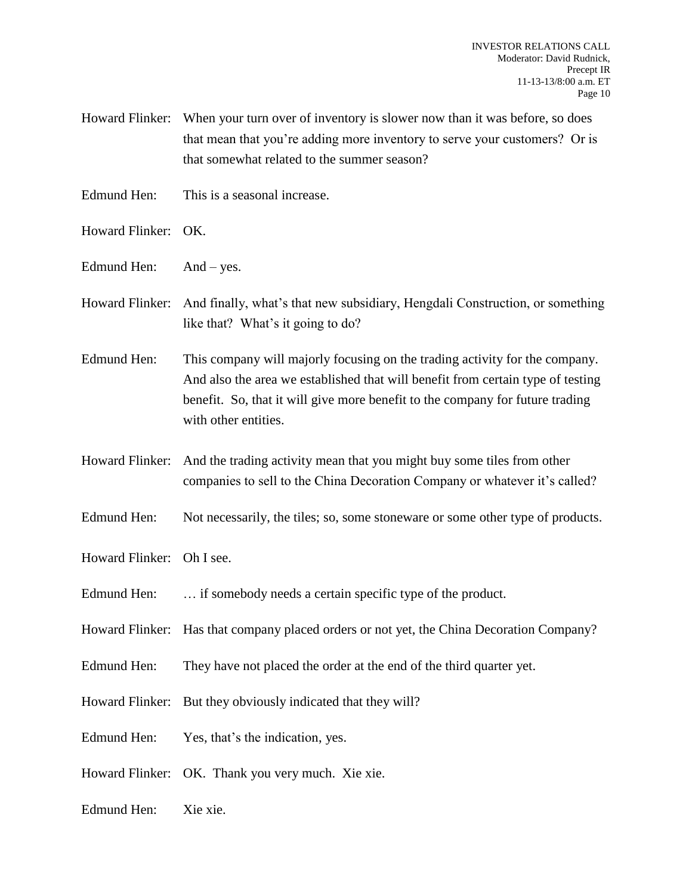Howard Flinker: When your turn over of inventory is slower now than it was before, so does that mean that you're adding more inventory to serve your customers? Or is that somewhat related to the summer season?

Edmund Hen: This is a seasonal increase.

Howard Flinker: OK.

Edmund Hen: And – yes.

Howard Flinker: And finally, what's that new subsidiary, Hengdali Construction, or something like that? What's it going to do?

Edmund Hen: This company will majorly focusing on the trading activity for the company. And also the area we established that will benefit from certain type of testing benefit. So, that it will give more benefit to the company for future trading with other entities.

Howard Flinker: And the trading activity mean that you might buy some tiles from other companies to sell to the China Decoration Company or whatever it's called?

Edmund Hen: Not necessarily, the tiles; so, some stoneware or some other type of products.

Howard Flinker: Oh I see.

Edmund Hen: … if somebody needs a certain specific type of the product.

Howard Flinker: Has that company placed orders or not yet, the China Decoration Company?

Edmund Hen: They have not placed the order at the end of the third quarter yet.

Howard Flinker: But they obviously indicated that they will?

Edmund Hen: Yes, that's the indication, yes.

Howard Flinker: OK. Thank you very much. Xie xie.

Edmund Hen: Xie xie.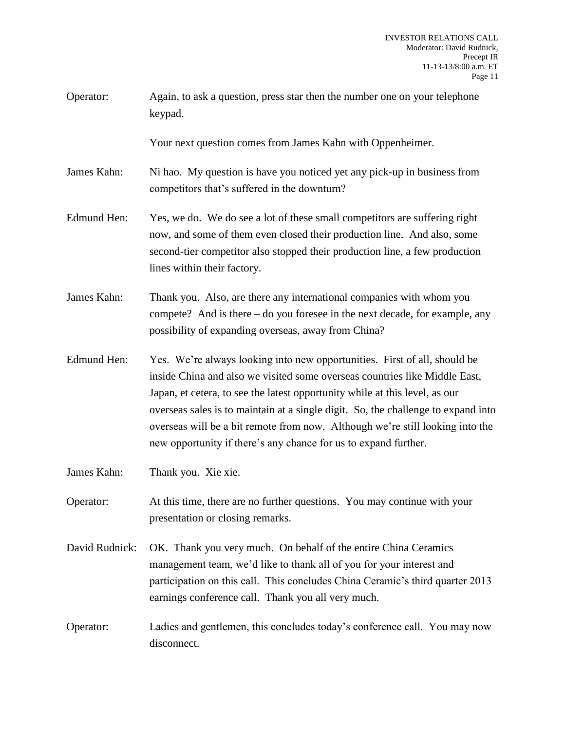Operator: Again, to ask a question, press star then the number one on your telephone keypad.

Your next question comes from James Kahn with Oppenheimer.

James Kahn: Ni hao. My question is have you noticed yet any pick-up in business from competitors that's suffered in the downturn?

Edmund Hen: Yes, we do. We do see a lot of these small competitors are suffering right now, and some of them even closed their production line. And also, some second-tier competitor also stopped their production line, a few production lines within their factory.

James Kahn: Thank you. Also, are there any international companies with whom you compete? And is there – do you foresee in the next decade, for example, any possibility of expanding overseas, away from China?

Edmund Hen: Yes. We're always looking into new opportunities. First of all, should be inside China and also we visited some overseas countries like Middle East, Japan, et cetera, to see the latest opportunity while at this level, as our overseas sales is to maintain at a single digit. So, the challenge to expand into overseas will be a bit remote from now. Although we're still looking into the new opportunity if there's any chance for us to expand further.

James Kahn: Thank you. Xie xie.

Operator: At this time, there are no further questions. You may continue with your presentation or closing remarks.

David Rudnick: OK. Thank you very much. On behalf of the entire China Ceramics management team, we'd like to thank all of you for your interest and participation on this call. This concludes China Ceramic's third quarter 2013 earnings conference call. Thank you all very much.

Operator: Ladies and gentlemen, this concludes today's conference call. You may now disconnect.